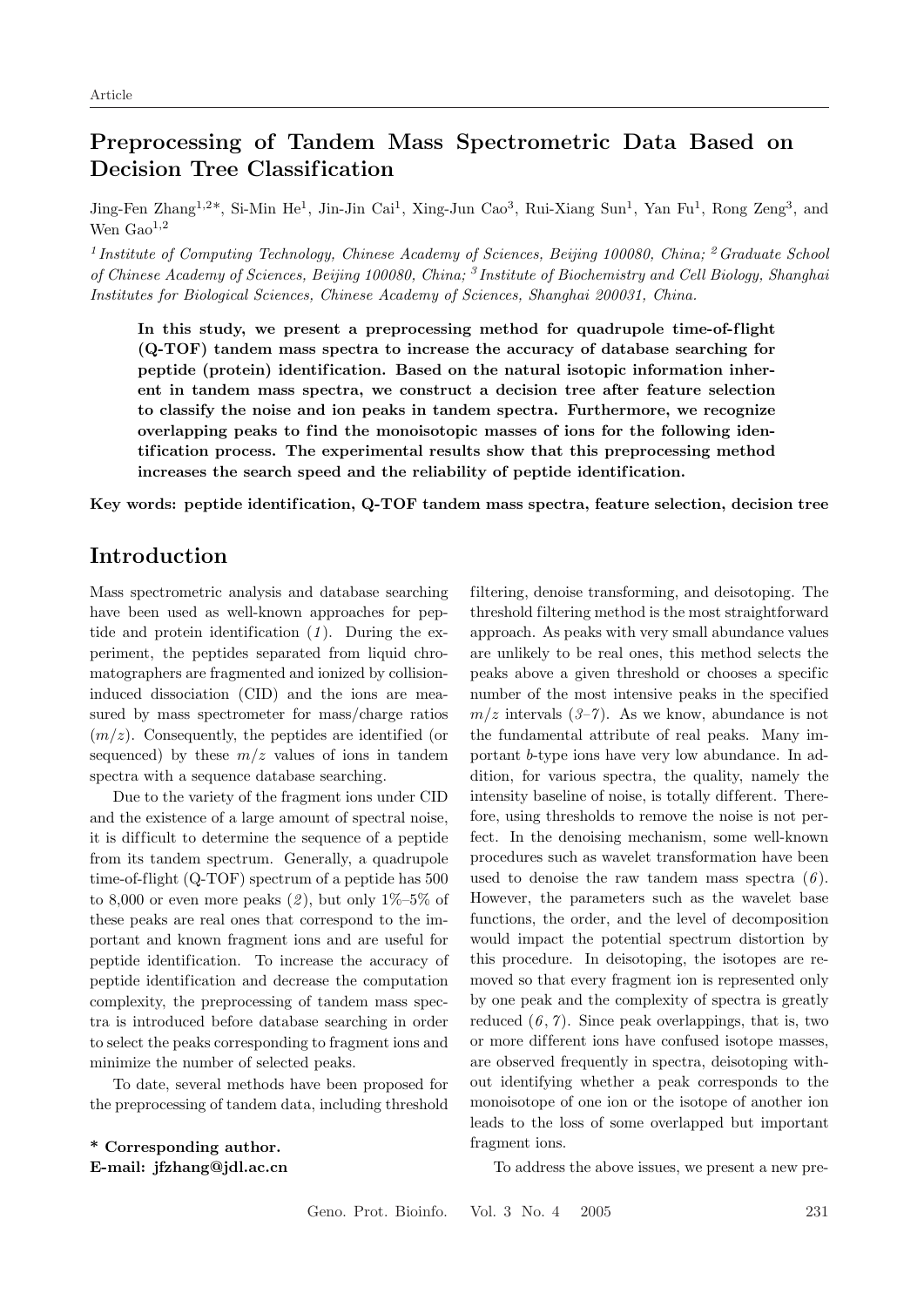Article

# Preprocessing of Tandem Mass Spectrometric Data Based on Decision Tree Classification

Jing-Fen Zhang[1,2]*, Si-Min He[1], Jin-Jin Cai[1], Xing-Jun Cao[3], Rui-Xiang Sun[1], Yan Fu[1], Rong Zeng[3], and Wen Gao[1,2]

*[1] Institute of Computing Technology, Chinese Academy of Sciences, Beijing 100080, China; [2] Graduate School of Chinese Academy of Sciences, Beijing 100080, China; [3] Institute of Biochemistry and Cell Biology, Shanghai Institutes for Biological Sciences, Chinese Academy of Sciences, Shanghai 200031, China.*

**In this study, we present a preprocessing method for quadrupole time-of-flight (Q-TOF) tandem mass spectra to increase the accuracy of database searching for peptide (protein) identification. Based on the natural isotopic information inherent in tandem mass spectra, we construct a decision tree after feature selection to classify the noise and ion peaks in tandem spectra. Furthermore, we recognize overlapping peaks to find the monoisotopic masses of ions for the following identification process. The experimental results show that this preprocessing method increases the search speed and the reliability of peptide identification.**

**Key words: peptide identification, Q-TOF tandem mass spectra, feature selection, decision tree**

## Introduction

Mass spectrometric analysis and database searching have been used as well-known approaches for peptide and protein identification (*1*). During the experiment, the peptides separated from liquid chromatographers are fragmented and ionized by collision-induced dissociation (CID) and the ions are measured by mass spectrometer for mass/charge ratios ($m/z$). Consequently, the peptides are identified (or sequenced) by these $m/z$ values of ions in tandem spectra with a sequence database searching.

Due to the variety of the fragment ions under CID and the existence of a large amount of spectral noise, it is difficult to determine the sequence of a peptide from its tandem spectrum. Generally, a quadrupole time-of-flight (Q-TOF) spectrum of a peptide has 500 to 8,000 or even more peaks (*2*), but only 1%–5% of these peaks are real ones that correspond to the important and known fragment ions and are useful for peptide identification. To increase the accuracy of peptide identification and decrease the computation complexity, the preprocessing of tandem mass spectra is introduced before database searching in order to select the peaks corresponding to fragment ions and minimize the number of selected peaks.

To date, several methods have been proposed for the preprocessing of tandem data, including threshold filtering, denoise transforming, and deisotoping. The threshold filtering method is the most straightforward approach. As peaks with very small abundance values are unlikely to be real ones, this method selects the peaks above a given threshold or chooses a specific number of the most intensive peaks in the specified $m/z$ intervals (*3–7*). As we know, abundance is not the fundamental attribute of real peaks. Many important *b*-type ions have very low abundance. In addition, for various spectra, the quality, namely the intensity baseline of noise, is totally different. Therefore, using thresholds to remove the noise is not perfect. In the denoising mechanism, some well-known procedures such as wavelet transformation have been used to denoise the raw tandem mass spectra (*6*). However, the parameters such as the wavelet base functions, the order, and the level of decomposition would impact the potential spectrum distortion by this procedure. In deisotoping, the isotopes are removed so that every fragment ion is represented only by one peak and the complexity of spectra is greatly reduced (*6*, *7*). Since peak overlappings, that is, two or more different ions have confused isotope masses, are observed frequently in spectra, deisotoping without identifying whether a peak corresponds to the monoisotope of one ion or the isotope of another ion leads to the loss of some overlapped but important fragment ions.

To address the above issues, we present a new pre-

**\* Corresponding author.**
**E-mail: jfzhang@jdl.ac.cn**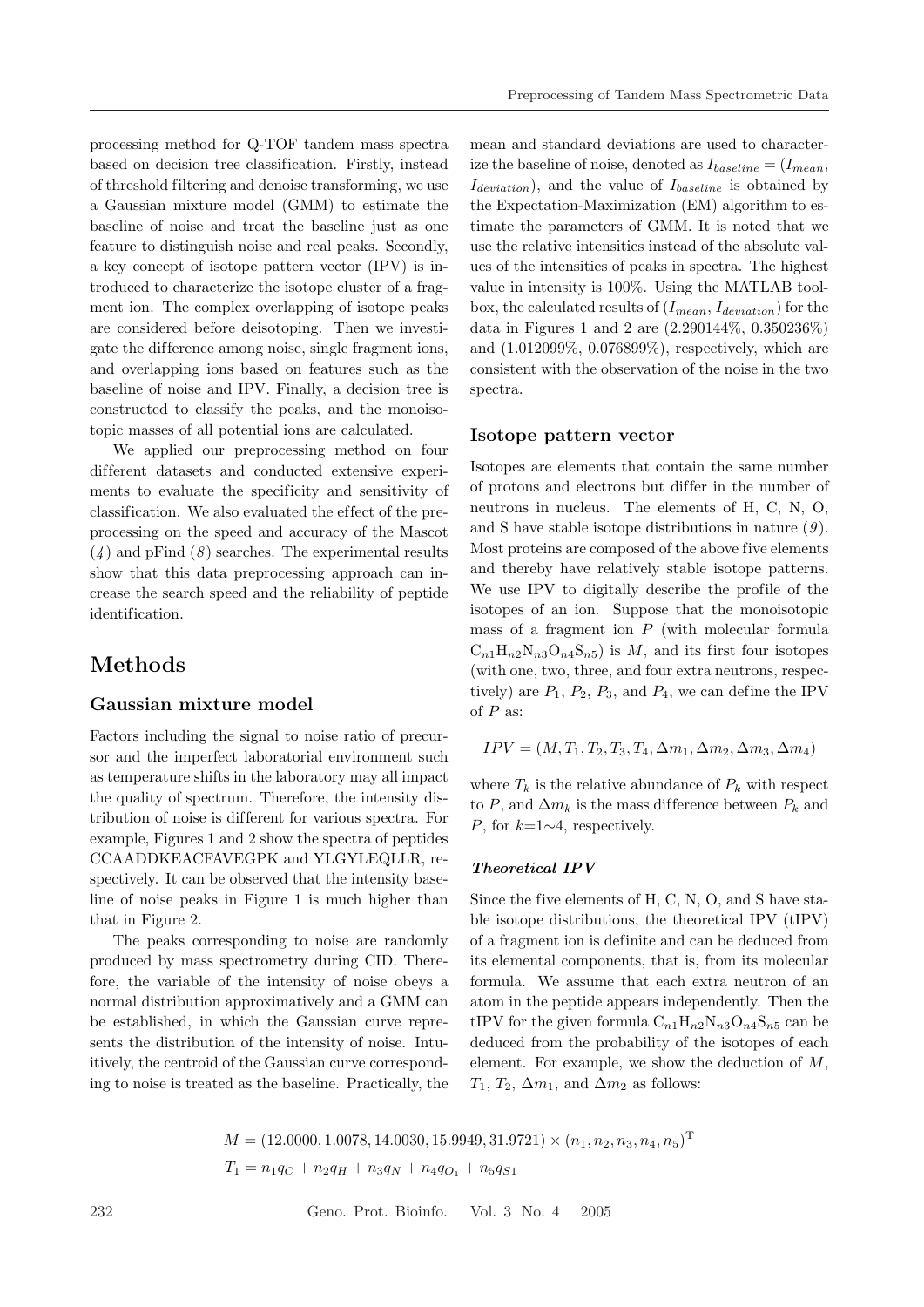processing method for Q-TOF tandem mass spectra based on decision tree classification. Firstly, instead of threshold filtering and denoise transforming, we use a Gaussian mixture model (GMM) to estimate the baseline of noise and treat the baseline just as one feature to distinguish noise and real peaks. Secondly, a key concept of isotope pattern vector (IPV) is introduced to characterize the isotope cluster of a fragment ion. The complex overlapping of isotope peaks are considered before deisotoping. Then we investigate the difference among noise, single fragment ions, and overlapping ions based on features such as the baseline of noise and IPV. Finally, a decision tree is constructed to classify the peaks, and the monoisotopic masses of all potential ions are calculated.

We applied our preprocessing method on four different datasets and conducted extensive experiments to evaluate the specificity and sensitivity of classification. We also evaluated the effect of the preprocessing on the speed and accuracy of the Mascot (*4*) and pFind (*8*) searches. The experimental results show that this data preprocessing approach can increase the search speed and the reliability of peptide identification.

# Methods

## Gaussian mixture model

Factors including the signal to noise ratio of precursor and the imperfect laboratorial environment such as temperature shifts in the laboratory may all impact the quality of spectrum. Therefore, the intensity distribution of noise is different for various spectra. For example, Figures 1 and 2 show the spectra of peptides CCAADDKEACFAVEGPK and YLGYLEQLLR, respectively. It can be observed that the intensity baseline of noise peaks in Figure 1 is much higher than that in Figure 2.

The peaks corresponding to noise are randomly produced by mass spectrometry during CID. Therefore, the variable of the intensity of noise obeys a normal distribution approximatively and a GMM can be established, in which the Gaussian curve represents the distribution of the intensity of noise. Intuitively, the centroid of the Gaussian curve corresponding to noise is treated as the baseline. Practically, the mean and standard deviations are used to characterize the baseline of noise, denoted as $I_{baseline} = (I_{mean}, I_{deviation})$, and the value of $I_{baseline}$ is obtained by the Expectation-Maximization (EM) algorithm to estimate the parameters of GMM. It is noted that we use the relative intensities instead of the absolute values of the intensities of peaks in spectra. The highest value in intensity is 100%. Using the MATLAB toolbox, the calculated results of $(I_{mean}, I_{deviation})$ for the data in Figures 1 and 2 are (2.290144%, 0.350236%) and (1.012099%, 0.076899%), respectively, which are consistent with the observation of the noise in the two spectra.

## Isotope pattern vector

Isotopes are elements that contain the same number of protons and electrons but differ in the number of neutrons in nucleus. The elements of H, C, N, O, and S have stable isotope distributions in nature (*9*). Most proteins are composed of the above five elements and thereby have relatively stable isotope patterns. We use IPV to digitally describe the profile of the isotopes of an ion. Suppose that the monoisotopic mass of a fragment ion $P$ (with molecular formula $C_{n1}H_{n2}N_{n3}O_{n4}S_{n5}$) is $M$, and its first four isotopes (with one, two, three, and four extra neutrons, respectively) are $P_1$, $P_2$, $P_3$, and $P_4$, we can define the IPV of $P$ as:

$$IPV = (M, T_1, T_2, T_3, T_4, \Delta m_1, \Delta m_2, \Delta m_3, \Delta m_4)$$

where $T_k$ is the relative abundance of $P_k$ with respect to $P$, and $\Delta m_k$ is the mass difference between $P_k$ and $P$, for $k$=1∼4, respectively.

### *Theoretical IPV*

Since the five elements of H, C, N, O, and S have stable isotope distributions, the theoretical IPV (tIPV) of a fragment ion is definite and can be deduced from its elemental components, that is, from its molecular formula. We assume that each extra neutron of an atom in the peptide appears independently. Then the tIPV for the given formula $C_{n1}H_{n2}N_{n3}O_{n4}S_{n5}$ can be deduced from the probability of the isotopes of each element. For example, we show the deduction of $M$, $T_1$, $T_2$, $\Delta m_1$, and $\Delta m_2$ as follows:

$$M = (12.0000, 1.0078, 14.0030, 15.9949, 31.9721) \times (n_1, n_2, n_3, n_4, n_5)^{\mathrm{T}}$$

$$T_1 = n_1 q_C + n_2 q_H + n_3 q_N + n_4 q_{O_1} + n_5 q_{S1}$$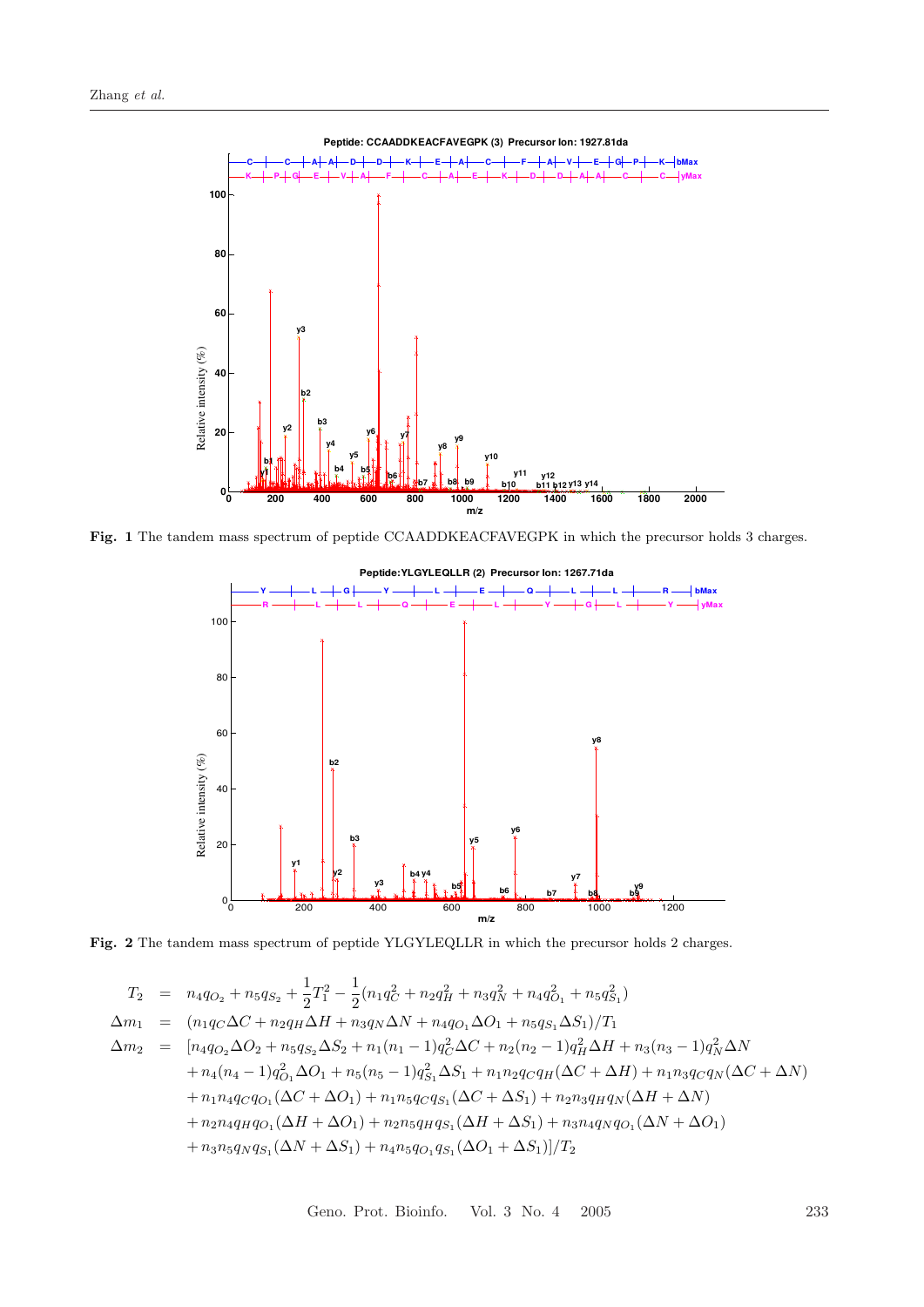**Fig. 1** The tandem mass spectrum of peptide CCAADDKEACFAVEGPK in which the precursor holds 3 charges.

**Fig. 2** The tandem mass spectrum of peptide YLGYLEQLLR in which the precursor holds 2 charges.

$$
\begin{aligned}
T_2 &= n_4 q_{O_2} + n_5 q_{S_2} + \frac{1}{2}T_1^2 - \frac{1}{2}(n_1 q_C^2 + n_2 q_H^2 + n_3 q_N^2 + n_4 q_{O_1}^2 + n_5 q_{S_1}^2) \\
\Delta m_1 &= (n_1 q_C \Delta C + n_2 q_H \Delta H + n_3 q_N \Delta N + n_4 q_{O_1} \Delta O_1 + n_5 q_{S_1} \Delta S_1)/T_1 \\
\Delta m_2 &= [n_4 q_{O_2} \Delta O_2 + n_5 q_{S_2} \Delta S_2 + n_1(n_1-1) q_C^2 \Delta C + n_2(n_2-1) q_H^2 \Delta H + n_3(n_3-1) q_N^2 \Delta N \\
&\quad + n_4(n_4-1) q_{O_1}^2 \Delta O_1 + n_5(n_5-1) q_{S_1}^2 \Delta S_1 + n_1 n_2 q_C q_H (\Delta C + \Delta H) + n_1 n_3 q_C q_N (\Delta C + \Delta N) \\
&\quad + n_1 n_4 q_C q_{O_1} (\Delta C + \Delta O_1) + n_1 n_5 q_C q_{S_1} (\Delta C + \Delta S_1) + n_2 n_3 q_H q_N (\Delta H + \Delta N) \\
&\quad + n_2 n_4 q_H q_{O_1} (\Delta H + \Delta O_1) + n_2 n_5 q_H q_{S_1} (\Delta H + \Delta S_1) + n_3 n_4 q_N q_{O_1} (\Delta N + \Delta O_1) \\
&\quad + n_3 n_5 q_N q_{S_1} (\Delta N + \Delta S_1) + n_4 n_5 q_{O_1} q_{S_1} (\Delta O_1 + \Delta S_1)]/T_2
\end{aligned}
$$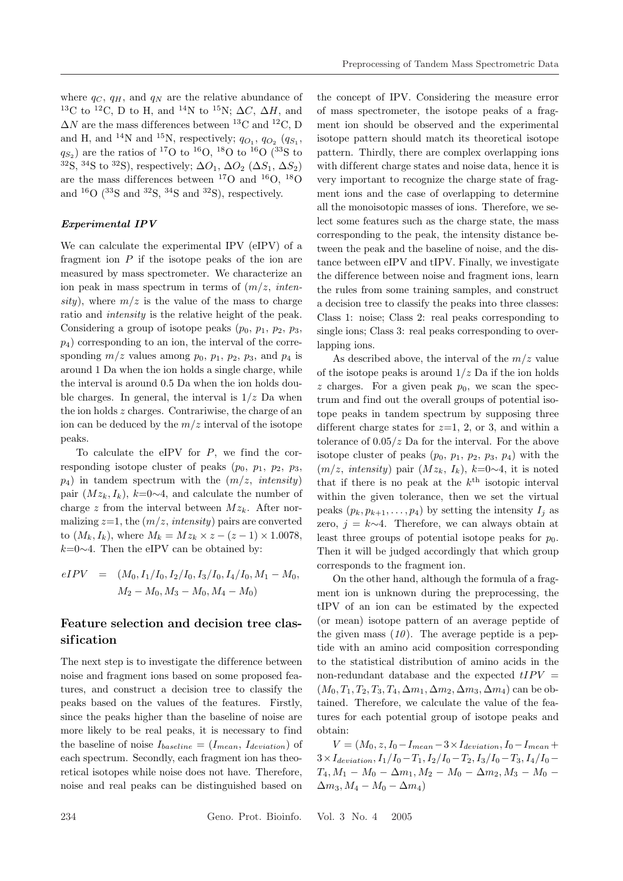where $q_C$, $q_H$, and $q_N$ are the relative abundance of $^{13}C$ to $^{12}C$, D to H, and $^{14}N$ to $^{15}N$; $\Delta C$, $\Delta H$, and $\Delta N$ are the mass differences between $^{13}C$ and $^{12}C$, D and H, and $^{14}N$ and $^{15}N$, respectively; $q_{O_1}$, $q_{O_2}$ ($q_{S_1}$, $q_{S_2}$) are the ratios of $^{17}O$ to $^{16}O$, $^{18}O$ to $^{16}O$ ($^{33}S$ to $^{32}S$, $^{34}S$ to $^{32}S$), respectively; $\Delta O_1$, $\Delta O_2$ ($\Delta S_1$, $\Delta S_2$) are the mass differences between $^{17}O$ and $^{16}O$, $^{18}O$ and $^{16}O$ ($^{33}S$ and $^{32}S$, $^{34}S$ and $^{32}S$), respectively.

### *Experimental IPV*

We can calculate the experimental IPV (eIPV) of a fragment ion $P$ if the isotope peaks of the ion are measured by mass spectrometer. We characterize an ion peak in mass spectrum in terms of ($m/z$, *intensity*), where $m/z$ is the value of the mass to charge ratio and *intensity* is the relative height of the peak. Considering a group of isotope peaks ($p_0$, $p_1$, $p_2$, $p_3$, $p_4$) corresponding to an ion, the interval of the corresponding $m/z$ values among $p_0$, $p_1$, $p_2$, $p_3$, and $p_4$ is around 1 Da when the ion holds a single charge, while the interval is around 0.5 Da when the ion holds double charges. In general, the interval is $1/z$ Da when the ion holds $z$ charges. Contrariwise, the charge of an ion can be deduced by the $m/z$ interval of the isotope peaks.

To calculate the eIPV for $P$, we find the corresponding isotope cluster of peaks ($p_0$, $p_1$, $p_2$, $p_3$, $p_4$) in tandem spectrum with the ($m/z$, *intensity*) pair $(Mz_k, I_k)$, $k$=0∼4, and calculate the number of charge $z$ from the interval between $Mz_k$. After normalizing $z$=1, the ($m/z$, *intensity*) pairs are converted to $(M_k, I_k)$, where $M_k = Mz_k \times z - (z-1) \times 1.0078$, $k$=0∼4. Then the eIPV can be obtained by:

$$eIPV = (M_0, I_1/I_0, I_2/I_0, I_3/I_0, I_4/I_0, M_1 - M_0, M_2 - M_0, M_3 - M_0, M_4 - M_0)$$

## Feature selection and decision tree classification

The next step is to investigate the difference between noise and fragment ions based on some proposed features, and construct a decision tree to classify the peaks based on the values of the features. Firstly, since the peaks higher than the baseline of noise are more likely to be real peaks, it is necessary to find the baseline of noise $I_{baseline} = (I_{mean}, I_{deviation})$ of each spectrum. Secondly, each fragment ion has theoretical isotopes while noise does not have. Therefore, noise and real peaks can be distinguished based on the concept of IPV. Considering the measure error of mass spectrometer, the isotope peaks of a fragment ion should be observed and the experimental isotope pattern should match its theoretical isotope pattern. Thirdly, there are complex overlapping ions with different charge states and noise data, hence it is very important to recognize the charge state of fragment ions and the case of overlapping to determine all the monoisotopic masses of ions. Therefore, we select some features such as the charge state, the mass corresponding to the peak, the intensity distance between the peak and the baseline of noise, and the distance between eIPV and tIPV. Finally, we investigate the difference between noise and fragment ions, learn the rules from some training samples, and construct a decision tree to classify the peaks into three classes: Class 1: noise; Class 2: real peaks corresponding to single ions; Class 3: real peaks corresponding to overlapping ions.

As described above, the interval of the $m/z$ value of the isotope peaks is around $1/z$ Da if the ion holds $z$ charges. For a given peak $p_0$, we scan the spectrum and find out the overall groups of potential isotope peaks in tandem spectrum by supposing three different charge states for $z$=1, 2, or 3, and within a tolerance of $0.05/z$ Da for the interval. For the above isotope cluster of peaks ($p_0$, $p_1$, $p_2$, $p_3$, $p_4$) with the ($m/z$, *intensity*) pair $(Mz_k, I_k)$, $k$=0∼4, it is noted that if there is no peak at the $k^{th}$ isotopic interval within the given tolerance, then we set the virtual peaks $(p_k, p_{k+1}, \ldots, p_4)$ by setting the intensity $I_j$ as zero, $j = k$∼4. Therefore, we can always obtain at least three groups of potential isotope peaks for $p_0$. Then it will be judged accordingly that which group corresponds to the fragment ion.

On the other hand, although the formula of a fragment ion is unknown during the preprocessing, the tIPV of an ion can be estimated by the expected (or mean) isotope pattern of an average peptide of the given mass (*10*). The average peptide is a peptide with an amino acid composition corresponding to the statistical distribution of amino acids in the non-redundant database and the expected $tIPV = (M_0, T_1, T_2, T_3, T_4, \Delta m_1, \Delta m_2, \Delta m_3, \Delta m_4)$ can be obtained. Therefore, we calculate the value of the features for each potential group of isotope peaks and obtain:

$$V = (M_0, z, I_0 - I_{mean} - 3 \times I_{deviation}, I_0 - I_{mean} + 3 \times I_{deviation}, I_1/I_0 - T_1, I_2/I_0 - T_2, I_3/I_0 - T_3, I_4/I_0 - T_4, M_1 - M_0 - \Delta m_1, M_2 - M_0 - \Delta m_2, M_3 - M_0 - \Delta m_3, M_4 - M_0 - \Delta m_4)$$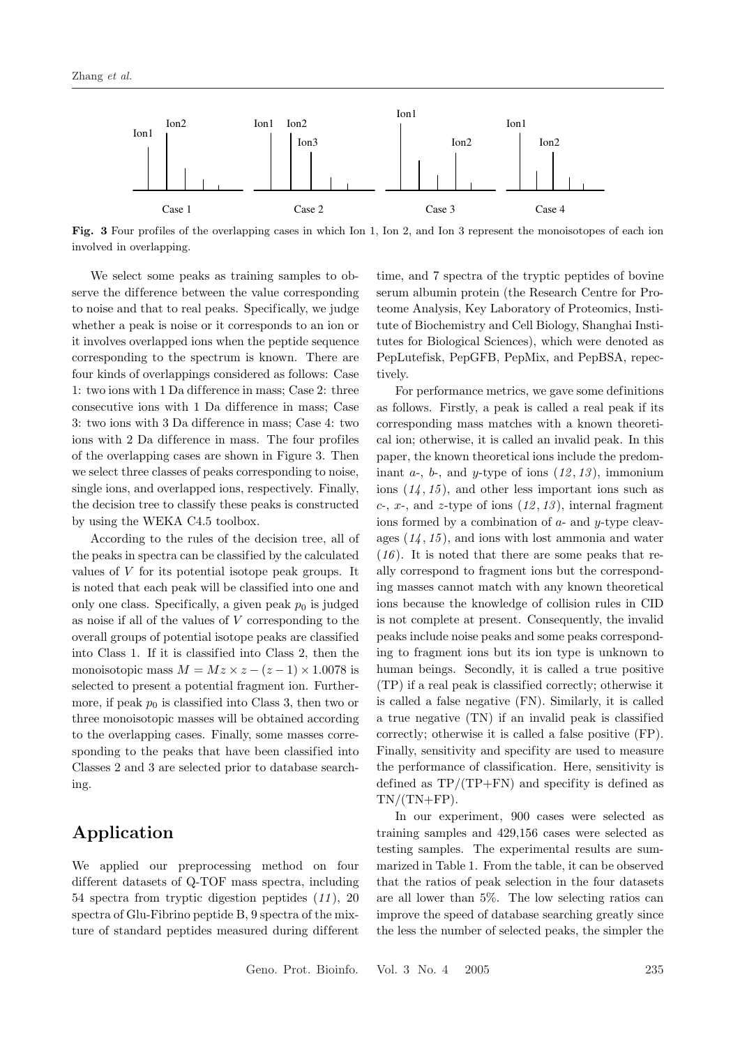Fig. 3 Four profiles of the overlapping cases in which Ion 1, Ion 2, and Ion 3 represent the monoisotopes of each ion involved in overlapping.

We select some peaks as training samples to observe the difference between the value corresponding to noise and that to real peaks. Specifically, we judge whether a peak is noise or it corresponds to an ion or it involves overlapped ions when the peptide sequence corresponding to the spectrum is known. There are four kinds of overlappings considered as follows: Case 1: two ions with 1 Da difference in mass; Case 2: three consecutive ions with 1 Da difference in mass; Case 3: two ions with 3 Da difference in mass; Case 4: two ions with 2 Da difference in mass. The four profiles of the overlapping cases are shown in Figure 3. Then we select three classes of peaks corresponding to noise, single ions, and overlapped ions, respectively. Finally, the decision tree to classify these peaks is constructed by using the WEKA C4.5 toolbox.

According to the rules of the decision tree, all of the peaks in spectra can be classified by the calculated values of $V$ for its potential isotope peak groups. It is noted that each peak will be classified into one and only one class. Specifically, a given peak $p_0$ is judged as noise if all of the values of $V$ corresponding to the overall groups of potential isotope peaks are classified into Class 1. If it is classified into Class 2, then the monoisotopic mass $M = Mz \times z - (z-1) \times 1.0078$ is selected to present a potential fragment ion. Furthermore, if peak $p_0$ is classified into Class 3, then two or three monoisotopic masses will be obtained according to the overlapping cases. Finally, some masses corresponding to the peaks that have been classified into Classes 2 and 3 are selected prior to database searching.

## Application

We applied our preprocessing method on four different datasets of Q-TOF mass spectra, including 54 spectra from tryptic digestion peptides (*11*), 20 spectra of Glu-Fibrino peptide B, 9 spectra of the mixture of standard peptides measured during different time, and 7 spectra of the tryptic peptides of bovine serum albumin protein (the Research Centre for Proteome Analysis, Key Laboratory of Proteomics, Institute of Biochemistry and Cell Biology, Shanghai Institutes for Biological Sciences), which were denoted as PepLutefisk, PepGFB, PepMix, and PepBSA, repectively.

For performance metrics, we gave some definitions as follows. Firstly, a peak is called a real peak if its corresponding mass matches with a known theoretical ion; otherwise, it is called an invalid peak. In this paper, the known theoretical ions include the predominant *a*-, *b*-, and *y*-type of ions (*12*, *13*), immonium ions (*14*, *15*), and other less important ions such as *c*-, *x*-, and *z*-type of ions (*12*, *13*), internal fragment ions formed by a combination of *a*- and *y*-type cleavages (*14*, *15*), and ions with lost ammonia and water (*16*). It is noted that there are some peaks that really correspond to fragment ions but the corresponding masses cannot match with any known theoretical ions because the knowledge of collision rules in CID is not complete at present. Consequently, the invalid peaks include noise peaks and some peaks corresponding to fragment ions but its ion type is unknown to human beings. Secondly, it is called a true positive (TP) if a real peak is classified correctly; otherwise it is called a false negative (FN). Similarly, it is called a true negative (TN) if an invalid peak is classified correctly; otherwise it is called a false positive (FP). Finally, sensitivity and specifity are used to measure the performance of classification. Here, sensitivity is defined as TP/(TP+FN) and specifity is defined as TN/(TN+FP).

In our experiment, 900 cases were selected as training samples and 429,156 cases were selected as testing samples. The experimental results are summarized in Table 1. From the table, it can be observed that the ratios of peak selection in the four datasets are all lower than 5%. The low selecting ratios can improve the speed of database searching greatly since the less the number of selected peaks, the simpler the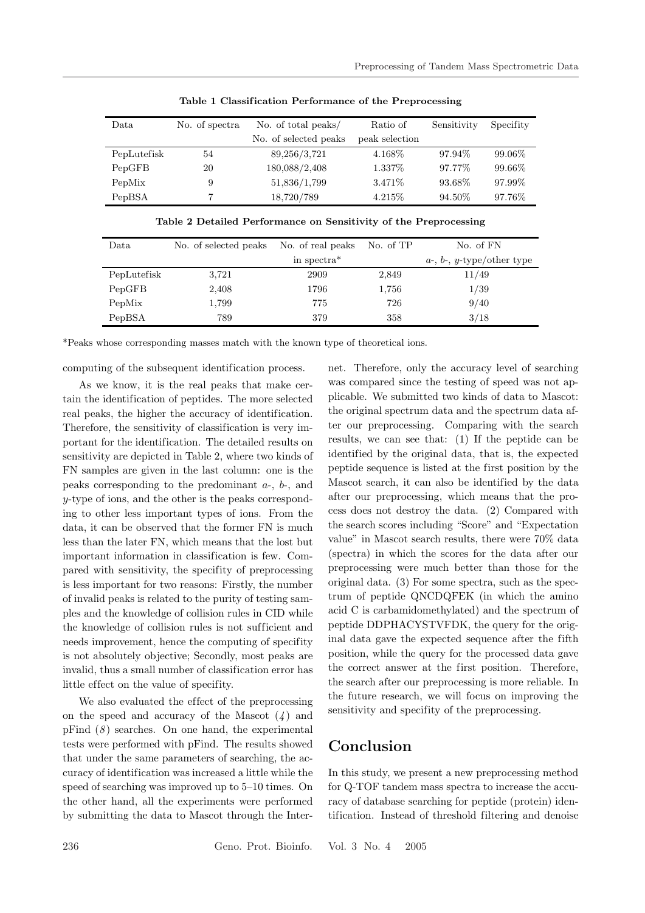**Table 1 Classification Performance of the Preprocessing**

| Data | No. of spectra | No. of total peaks/ No. of selected peaks | Ratio of peak selection | Sensitivity | Specifity |
|---|---|---|---|---|---|
| PepLutefisk | 54 | 89,256/3,721 | 4.168% | 97.94% | 99.06% |
| PepGFB | 20 | 180,088/2,408 | 1.337% | 97.77% | 99.66% |
| PepMix | 9 | 51,836/1,799 | 3.471% | 93.68% | 97.99% |
| PepBSA | 7 | 18,720/789 | 4.215% | 94.50% | 97.76% |

**Table 2 Detailed Performance on Sensitivity of the Preprocessing**

| Data | No. of selected peaks | No. of real peaks in spectra* | No. of TP | No. of FN *a*-, *b*-, *y*-type/other type |
|---|---|---|---|---|
| PepLutefisk | 3,721 | 2909 | 2,849 | 11/49 |
| PepGFB | 2,408 | 1796 | 1,756 | 1/39 |
| PepMix | 1,799 | 775 | 726 | 9/40 |
| PepBSA | 789 | 379 | 358 | 3/18 |

*Peaks whose corresponding masses match with the known type of theoretical ions.

computing of the subsequent identification process.

As we know, it is the real peaks that make certain the identification of peptides. The more selected real peaks, the higher the accuracy of identification. Therefore, the sensitivity of classification is very important for the identification. The detailed results on sensitivity are depicted in Table 2, where two kinds of FN samples are given in the last column: one is the peaks corresponding to the predominant *a*-, *b*-, and *y*-type of ions, and the other is the peaks corresponding to other less important types of ions. From the data, it can be observed that the former FN is much less than the later FN, which means that the lost but important information in classification is few. Compared with sensitivity, the specifity of preprocessing is less important for two reasons: Firstly, the number of invalid peaks is related to the purity of testing samples and the knowledge of collision rules in CID while the knowledge of collision rules is not sufficient and needs improvement, hence the computing of specifity is not absolutely objective; Secondly, most peaks are invalid, thus a small number of classification error has little effect on the value of specifity.

We also evaluated the effect of the preprocessing on the speed and accuracy of the Mascot (*4*) and pFind (*8*) searches. On one hand, the experimental tests were performed with pFind. The results showed that under the same parameters of searching, the accuracy of identification was increased a little while the speed of searching was improved up to 5–10 times. On the other hand, all the experiments were performed by submitting the data to Mascot through the Internet. Therefore, only the accuracy level of searching was compared since the testing of speed was not applicable. We submitted two kinds of data to Mascot: the original spectrum data and the spectrum data after our preprocessing. Comparing with the search results, we can see that: (1) If the peptide can be identified by the original data, that is, the expected peptide sequence is listed at the first position by the Mascot search, it can also be identified by the data after our preprocessing, which means that the process does not destroy the data. (2) Compared with the search scores including "Score" and "Expectation value" in Mascot search results, there were 70% data (spectra) in which the scores for the data after our preprocessing were much better than those for the original data. (3) For some spectra, such as the spectrum of peptide QNCDQFEK (in which the amino acid C is carbamidomethylated) and the spectrum of peptide DDPHACYSTVFDK, the query for the original data gave the expected sequence after the fifth position, while the query for the processed data gave the correct answer at the first position. Therefore, the search after our preprocessing is more reliable. In the future research, we will focus on improving the sensitivity and specifity of the preprocessing.

## Conclusion

In this study, we present a new preprocessing method for Q-TOF tandem mass spectra to increase the accuracy of database searching for peptide (protein) identification. Instead of threshold filtering and denoise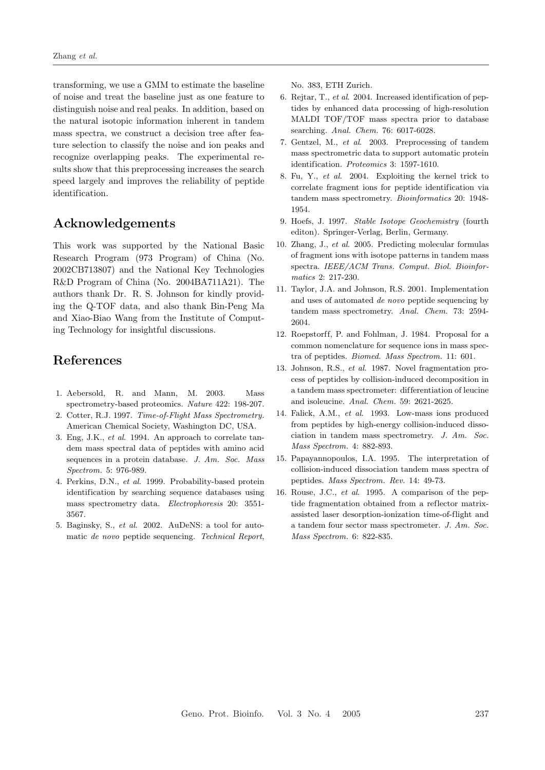transforming, we use a GMM to estimate the baseline of noise and treat the baseline just as one feature to distinguish noise and real peaks. In addition, based on the natural isotopic information inherent in tandem mass spectra, we construct a decision tree after feature selection to classify the noise and ion peaks and recognize overlapping peaks. The experimental results show that this preprocessing increases the search speed largely and improves the reliability of peptide identification.

## Acknowledgements

This work was supported by the National Basic Research Program (973 Program) of China (No. 2002CB713807) and the National Key Technologies R&D Program of China (No. 2004BA711A21). The authors thank Dr. R. S. Johnson for kindly providing the Q-TOF data, and also thank Bin-Peng Ma and Xiao-Biao Wang from the Institute of Computing Technology for insightful discussions.

## References

1. Aebersold, R. and Mann, M. 2003. Mass spectrometry-based proteomics. *Nature* 422: 198-207.
2. Cotter, R.J. 1997. *Time-of-Flight Mass Spectrometry.* American Chemical Society, Washington DC, USA.
3. Eng, J.K., *et al*. 1994. An approach to correlate tandem mass spectral data of peptides with amino acid sequences in a protein database. *J. Am. Soc. Mass Spectrom.* 5: 976-989.
4. Perkins, D.N., *et al*. 1999. Probability-based protein identification by searching sequence databases using mass spectrometry data. *Electrophoresis* 20: 3551-3567.
5. Baginsky, S., *et al*. 2002. AuDeNS: a tool for automatic *de novo* peptide sequencing. *Technical Report*, No. 383, ETH Zurich.
6. Rejtar, T., *et al*. 2004. Increased identification of peptides by enhanced data processing of high-resolution MALDI TOF/TOF mass spectra prior to database searching. *Anal. Chem.* 76: 6017-6028.
7. Gentzel, M., *et al*. 2003. Preprocessing of tandem mass spectrometric data to support automatic protein identification. *Proteomics* 3: 1597-1610.
8. Fu, Y., *et al*. 2004. Exploiting the kernel trick to correlate fragment ions for peptide identification via tandem mass spectrometry. *Bioinformatics* 20: 1948-1954.
9. Hoefs, J. 1997. *Stable Isotope Geochemistry* (fourth editon). Springer-Verlag, Berlin, Germany.
10. Zhang, J., *et al*. 2005. Predicting molecular formulas of fragment ions with isotope patterns in tandem mass spectra. *IEEE/ACM Trans. Comput. Biol. Bioinformatics* 2: 217-230.
11. Taylor, J.A. and Johnson, R.S. 2001. Implementation and uses of automated *de novo* peptide sequencing by tandem mass spectrometry. *Anal. Chem.* 73: 2594-2604.
12. Roepstorff, P. and Fohlman, J. 1984. Proposal for a common nomenclature for sequence ions in mass spectra of peptides. *Biomed. Mass Spectrom.* 11: 601.
13. Johnson, R.S., *et al*. 1987. Novel fragmentation process of peptides by collision-induced decomposition in a tandem mass spectrometer: differentiation of leucine and isoleucine. *Anal. Chem.* 59: 2621-2625.
14. Falick, A.M., *et al*. 1993. Low-mass ions produced from peptides by high-energy collision-induced dissociation in tandem mass spectrometry. *J. Am. Soc. Mass Spectrom.* 4: 882-893.
15. Papayannopoulos, I.A. 1995. The interpretation of collision-induced dissociation tandem mass spectra of peptides. *Mass Spectrom. Rev.* 14: 49-73.
16. Rouse, J.C., *et al*. 1995. A comparison of the peptide fragmentation obtained from a reflector matrix-assisted laser desorption-ionization time-of-flight and a tandem four sector mass spectrometer. *J. Am. Soc. Mass Spectrom.* 6: 822-835.